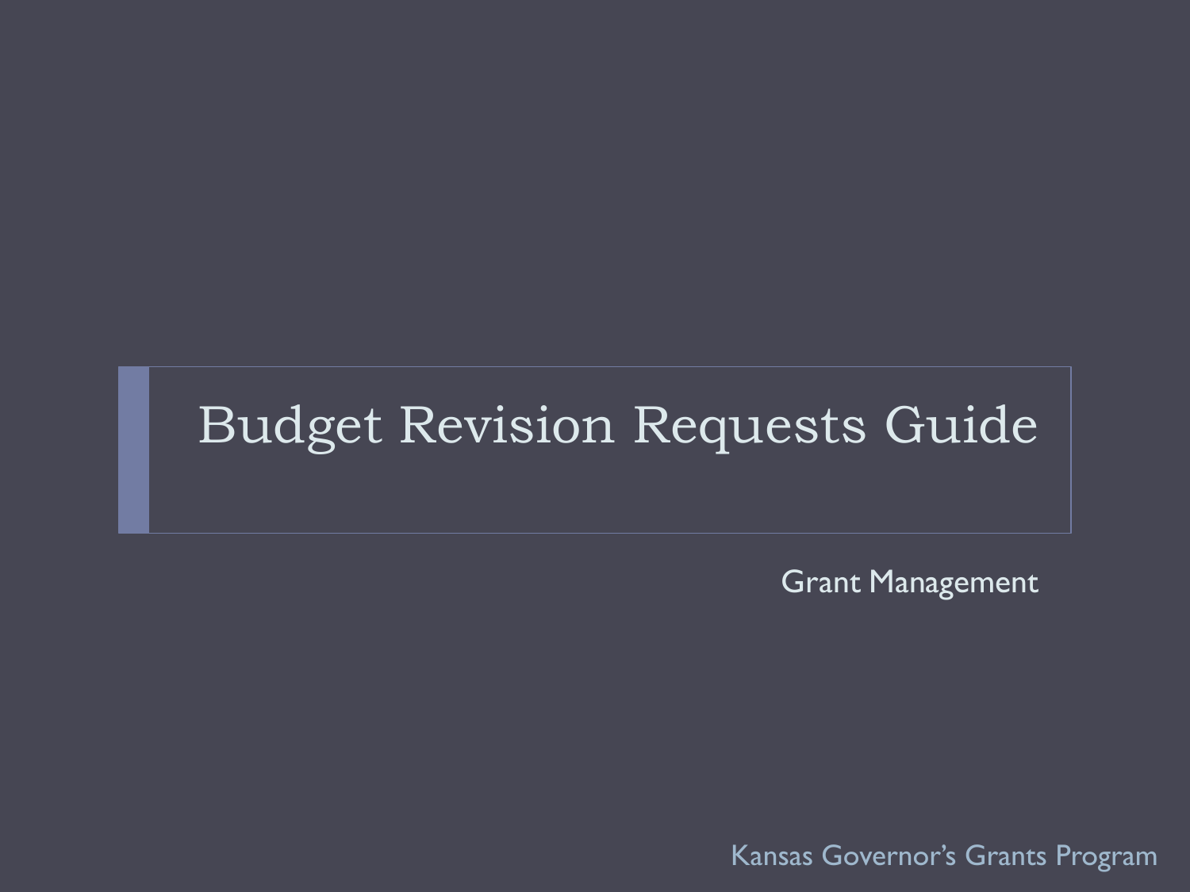# Budget Revision Requests Guide

Grant Management

Kansas Governor's Grants Program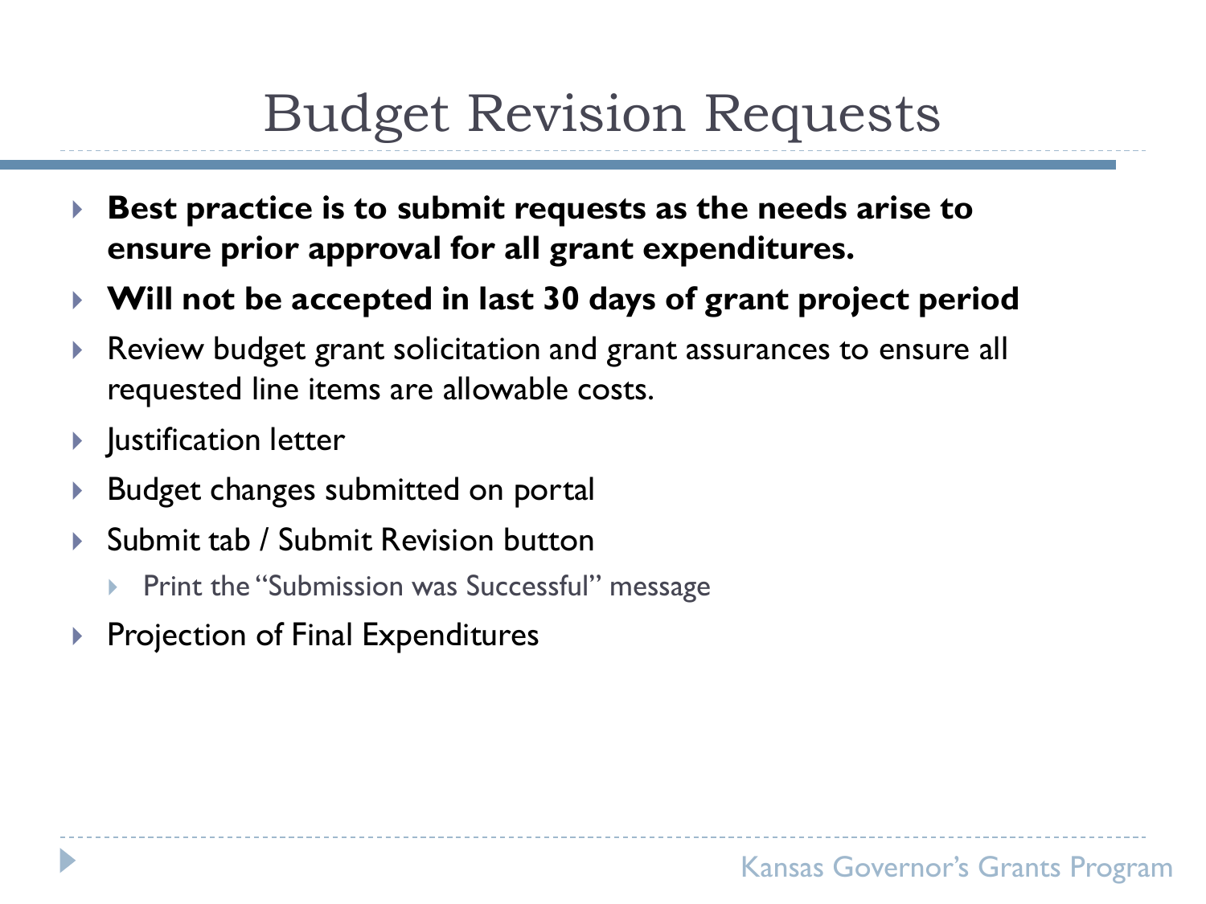# Budget Revision Requests

- **Best practice is to submit requests as the needs arise to ensure prior approval for all grant expenditures.**
- **Will not be accepted in last 30 days of grant project period**
- Review budget grant solicitation and grant assurances to ensure all requested line items are allowable costs.
- Justification letter
- Budget changes submitted on portal
- Submit tab / Submit Revision button
  - Print the "Submission was Successful" message
- Projection of Final Expenditures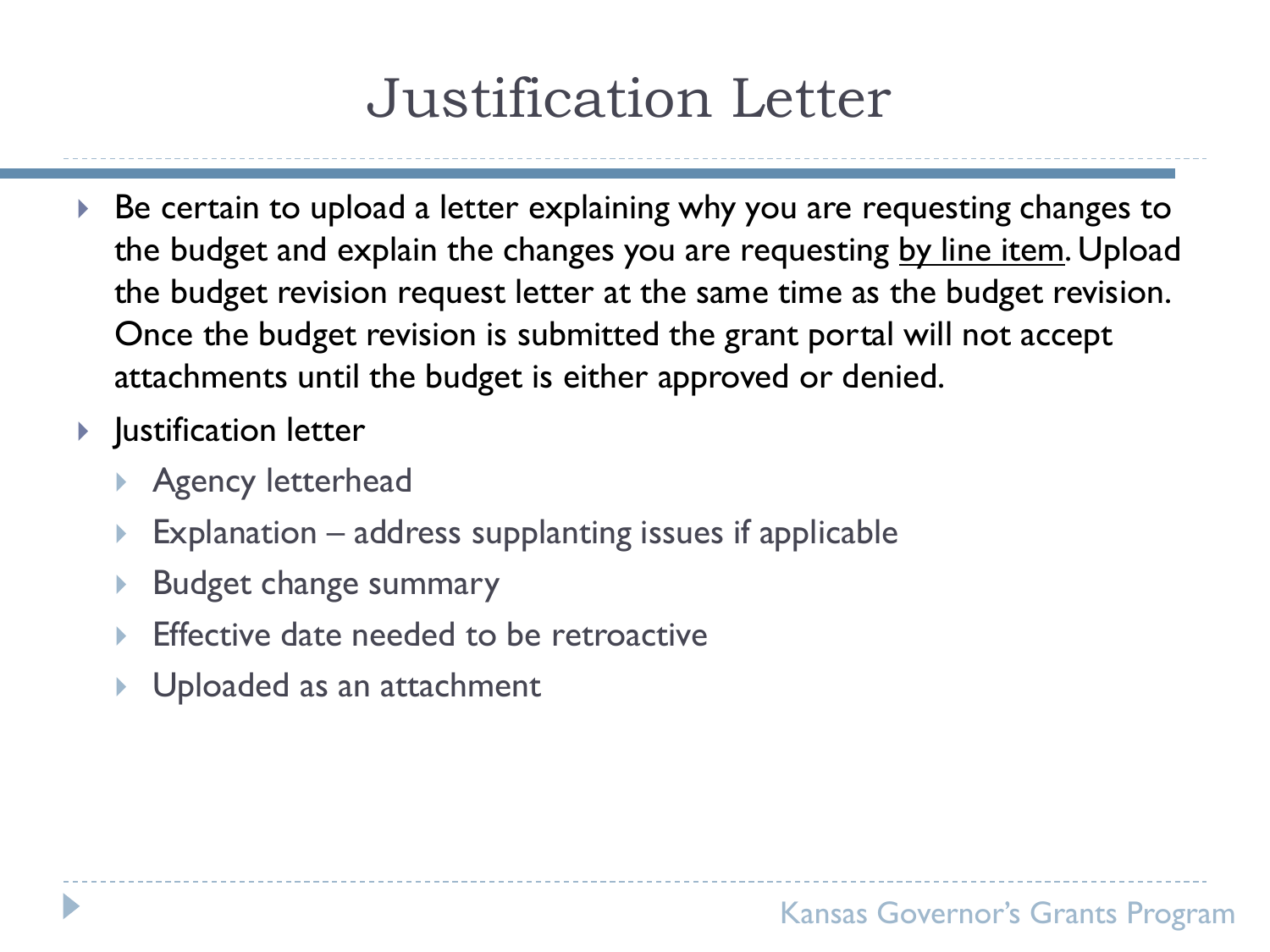# Justification Letter

- Be certain to upload a letter explaining why you are requesting changes to the budget and explain the changes you are requesting <u>by line item</u>. Upload the budget revision request letter at the same time as the budget revision. Once the budget revision is submitted the grant portal will not accept attachments until the budget is either approved or denied.
- Justification letter
  - Agency letterhead
  - Explanation – address supplanting issues if applicable
  - Budget change summary
  - Effective date needed to be retroactive
  - Uploaded as an attachment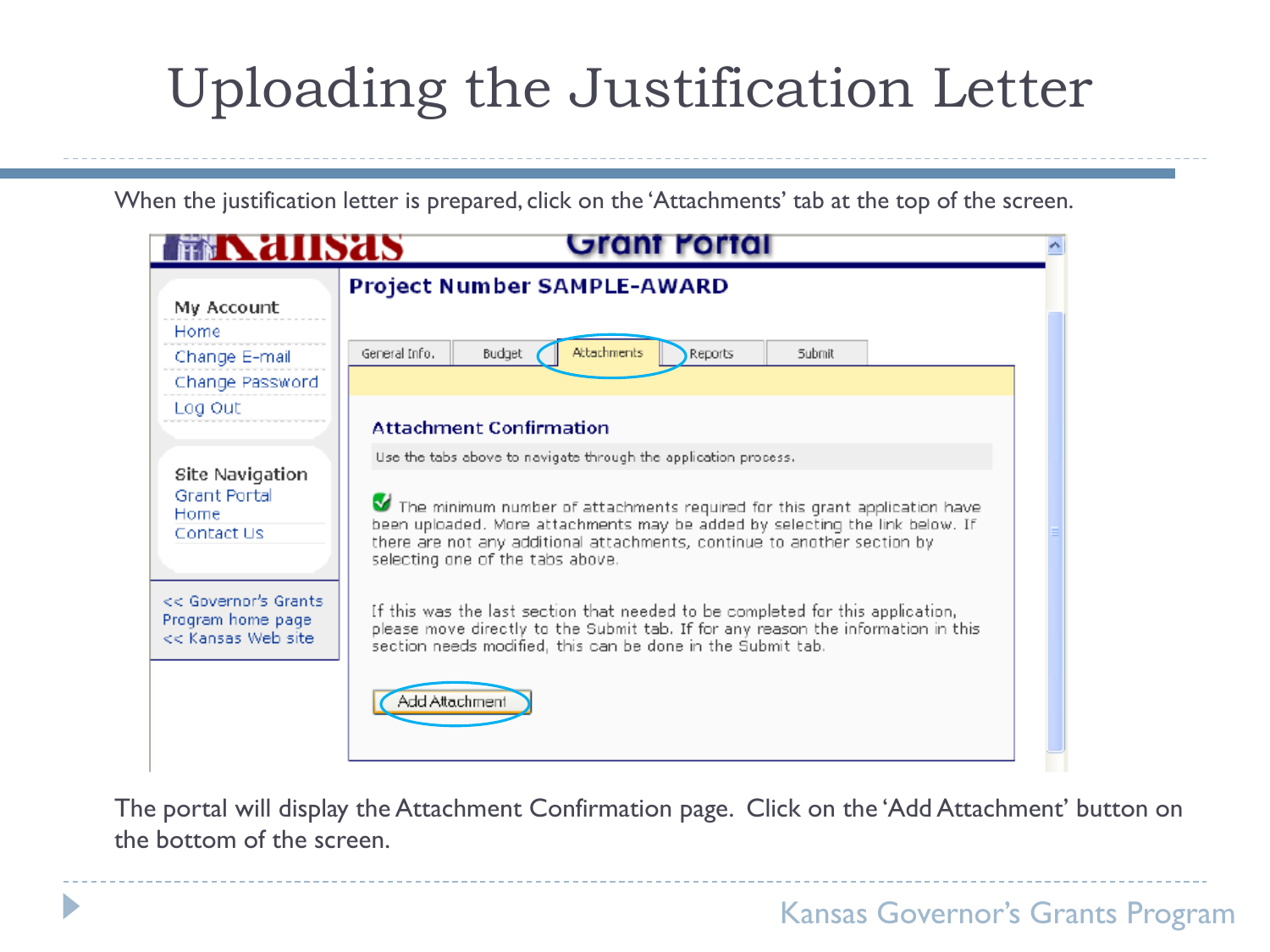# Uploading the Justification Letter

When the justification letter is prepared, click on the 'Attachments' tab at the top of the screen.

**Kansas Grant Portal**

**My Account**
- Home
- Change E-mail
- Change Password
- Log Out

**Site Navigation**
- Grant Portal Home
- Contact Us

<< Governor's Grants Program home page
<< Kansas Web site

**Project Number SAMPLE-AWARD**

General Info. | Budget | Attachments | Reports | Submit

**Attachment Confirmation**

Use the tabs above to navigate through the application process.

The minimum number of attachments required for this grant application have been uploaded. More attachments may be added by selecting the link below. If there are not any additional attachments, continue to another section by selecting one of the tabs above.

If this was the last section that needed to be completed for this application, please move directly to the Submit tab. If for any reason the information in this section needs modified, this can be done in the Submit tab.

Add Attachment

The portal will display the Attachment Confirmation page. Click on the 'Add Attachment' button on the bottom of the screen.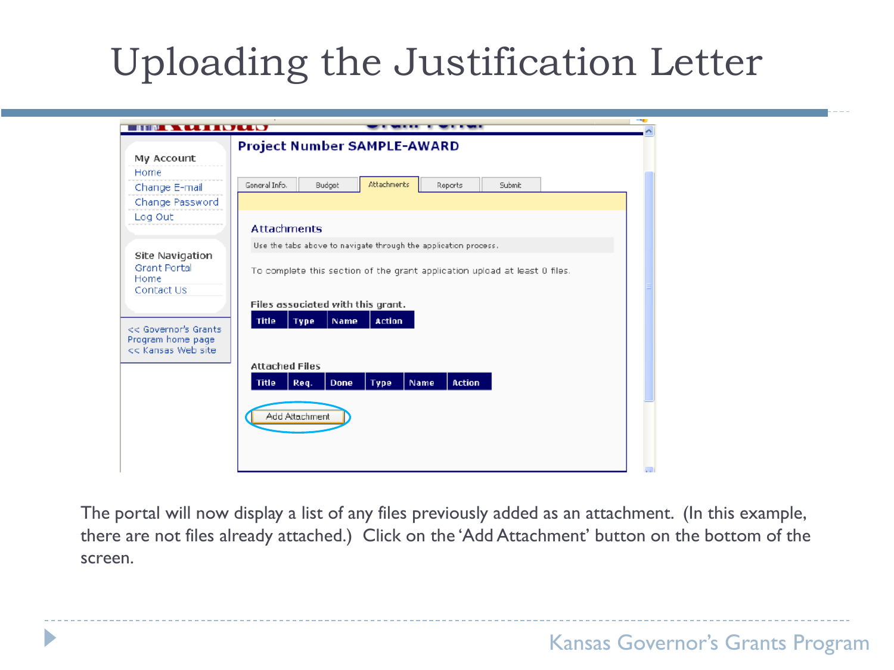# Uploading the Justification Letter

My Account
Home
Change E-mail
Change Password
Log Out

Site Navigation
Grant Portal Home
Contact Us

<< Governor's Grants Program home page
<< Kansas Web site

**Project Number SAMPLE-AWARD**

General Info. | Budget | Attachments | Reports | Submit

Attachments

Use the tabs above to navigate through the application process.

To complete this section of the grant application upload at least 0 files.

**Files associated with this grant.**

| Title | Type | Name | Action |
|---|---|---|---|

Attached Files

| Title | Req. | Done | Type | Name | Action |
|---|---|---|---|---|---|

Add Attachment

The portal will now display a list of any files previously added as an attachment. (In this example, there are not files already attached.) Click on the 'Add Attachment' button on the bottom of the screen.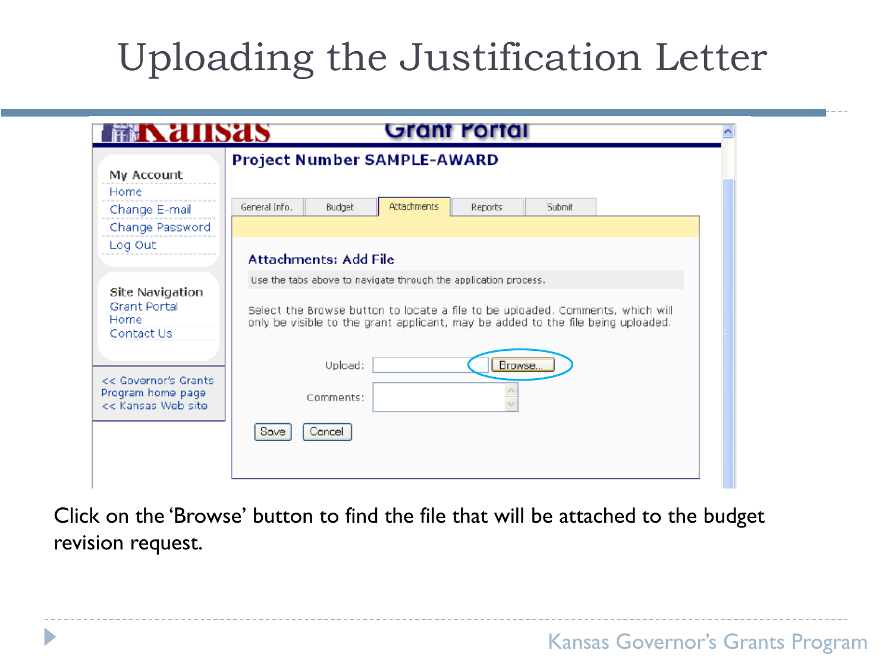# Uploading the Justification Letter

Kansas Grant Portal

My Account
Home
Change E-mail
Change Password
Log Out

Site Navigation
Grant Portal Home
Contact Us

<< Governor's Grants Program home page
<< Kansas Web site

**Project Number SAMPLE-AWARD**

General Info. | Budget | Attachments | Reports | Submit

**Attachments: Add File**

Use the tabs above to navigate through the application process.

Select the Browse button to locate a file to be uploaded. Comments, which will only be visible to the grant applicant, may be added to the file being uploaded.

Upload: [ ] Browse...

Comments: [ ]

Save | Cancel

Click on the 'Browse' button to find the file that will be attached to the budget revision request.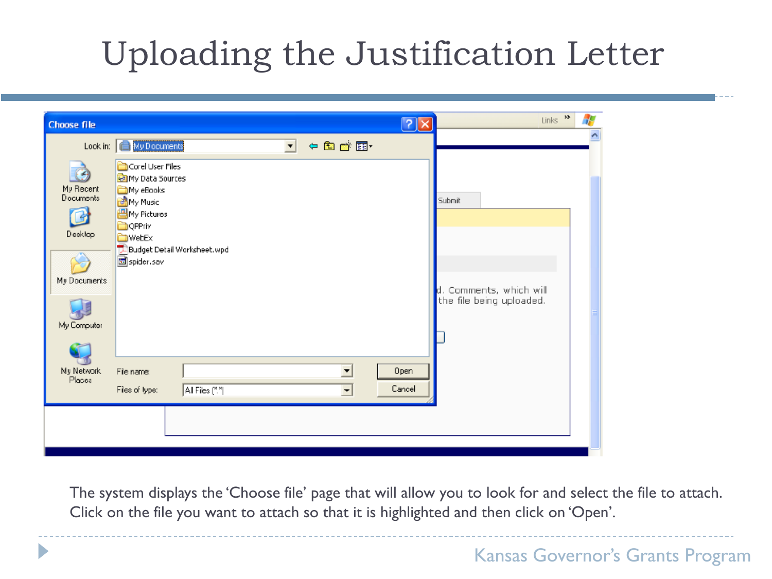# Uploading the Justification Letter

The system displays the 'Choose file' page that will allow you to look for and select the file to attach. Click on the file you want to attach so that it is highlighted and then click on 'Open'.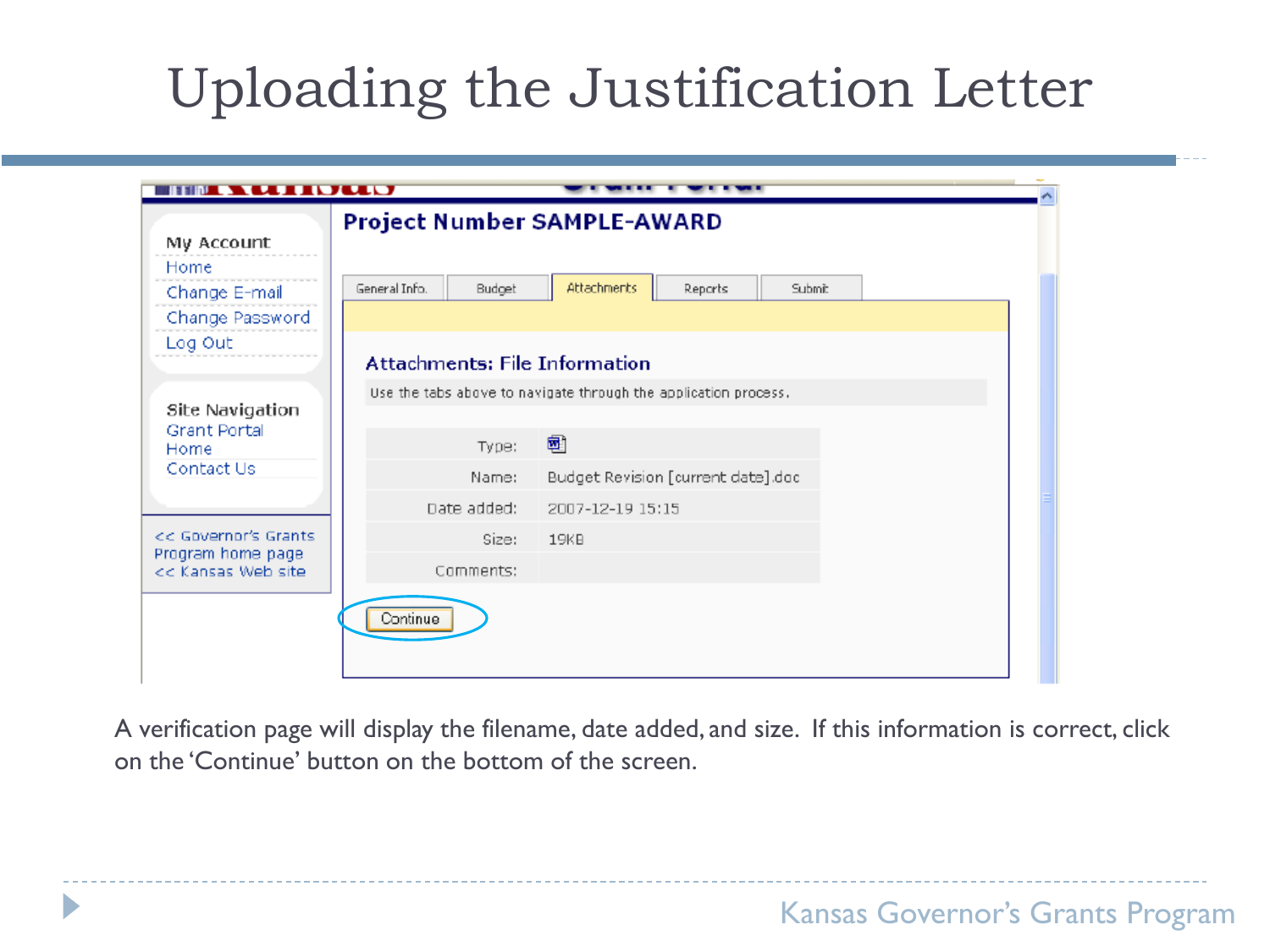# Uploading the Justification Letter

**Project Number SAMPLE-AWARD**

General Info. | Budget | Attachments | Reports | Submit

**Attachments: File Information**

Use the tabs above to navigate through the application process.

| | |
|---|---|
| Type: | |
| Name: | Budget Revision [current date].doc |
| Date added: | 2007-12-19 15:15 |
| Size: | 19KB |
| Comments: | |

Continue

My Account
- Home
- Change E-mail
- Change Password
- Log Out

Site Navigation
- Grant Portal Home
- Contact Us

<< Governor's Grants Program home page
<< Kansas Web site

A verification page will display the filename, date added, and size. If this information is correct, click on the 'Continue' button on the bottom of the screen.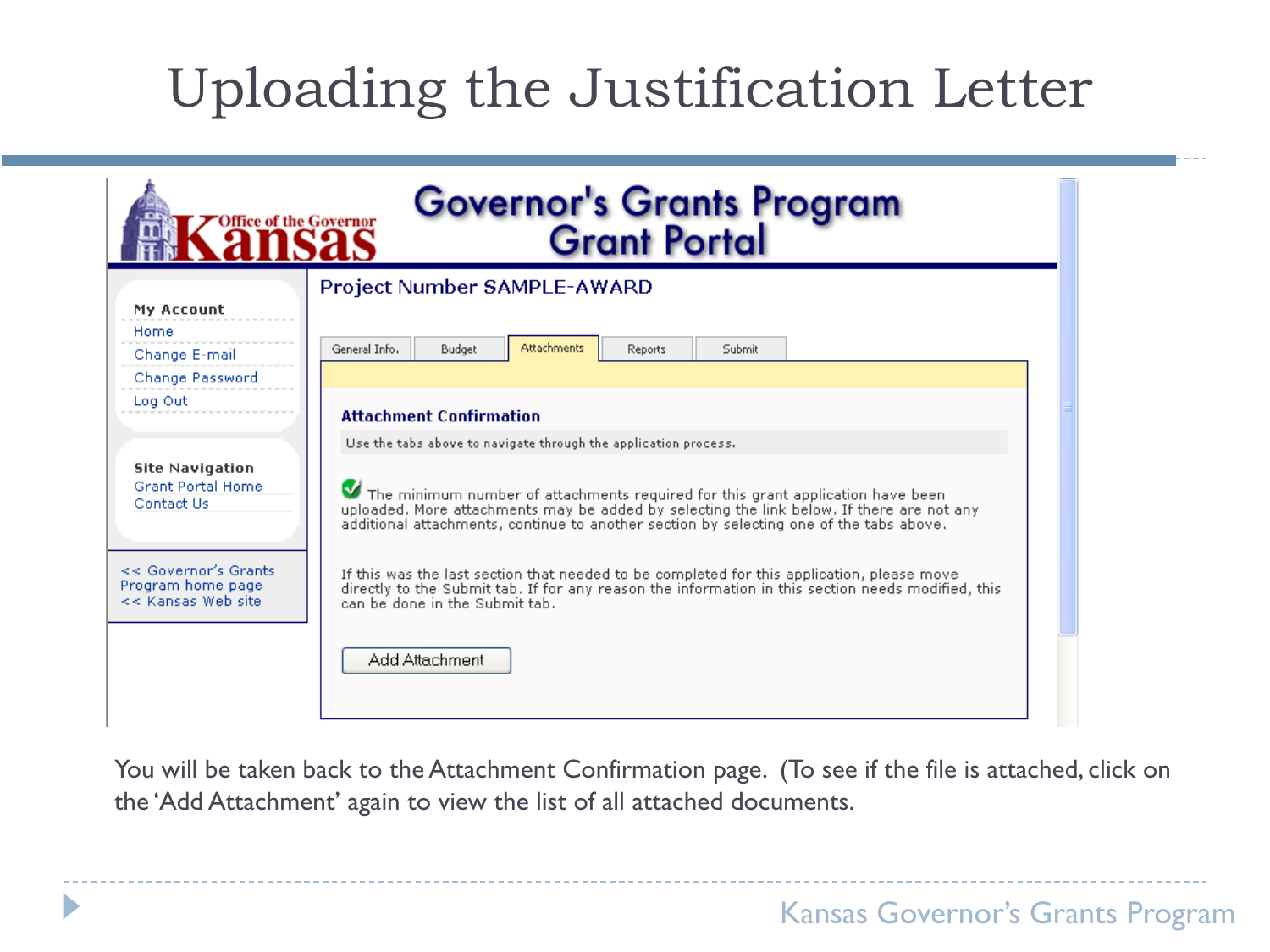# Uploading the Justification Letter

**Governor's Grants Program Grant Portal**

Office of the Governor Kansas

My Account
- Home
- Change E-mail
- Change Password
- Log Out

Site Navigation
- Grant Portal Home
- Contact Us

<< Governor's Grants Program home page
<< Kansas Web site

**Project Number SAMPLE-AWARD**

General Info. | Budget | Attachments | Reports | Submit

**Attachment Confirmation**

Use the tabs above to navigate through the application process.

The minimum number of attachments required for this grant application have been uploaded. More attachments may be added by selecting the link below. If there are not any additional attachments, continue to another section by selecting one of the tabs above.

If this was the last section that needed to be completed for this application, please move directly to the Submit tab. If for any reason the information in this section needs modified, this can be done in the Submit tab.

Add Attachment

You will be taken back to the Attachment Confirmation page. (To see if the file is attached, click on the 'Add Attachment' again to view the list of all attached documents.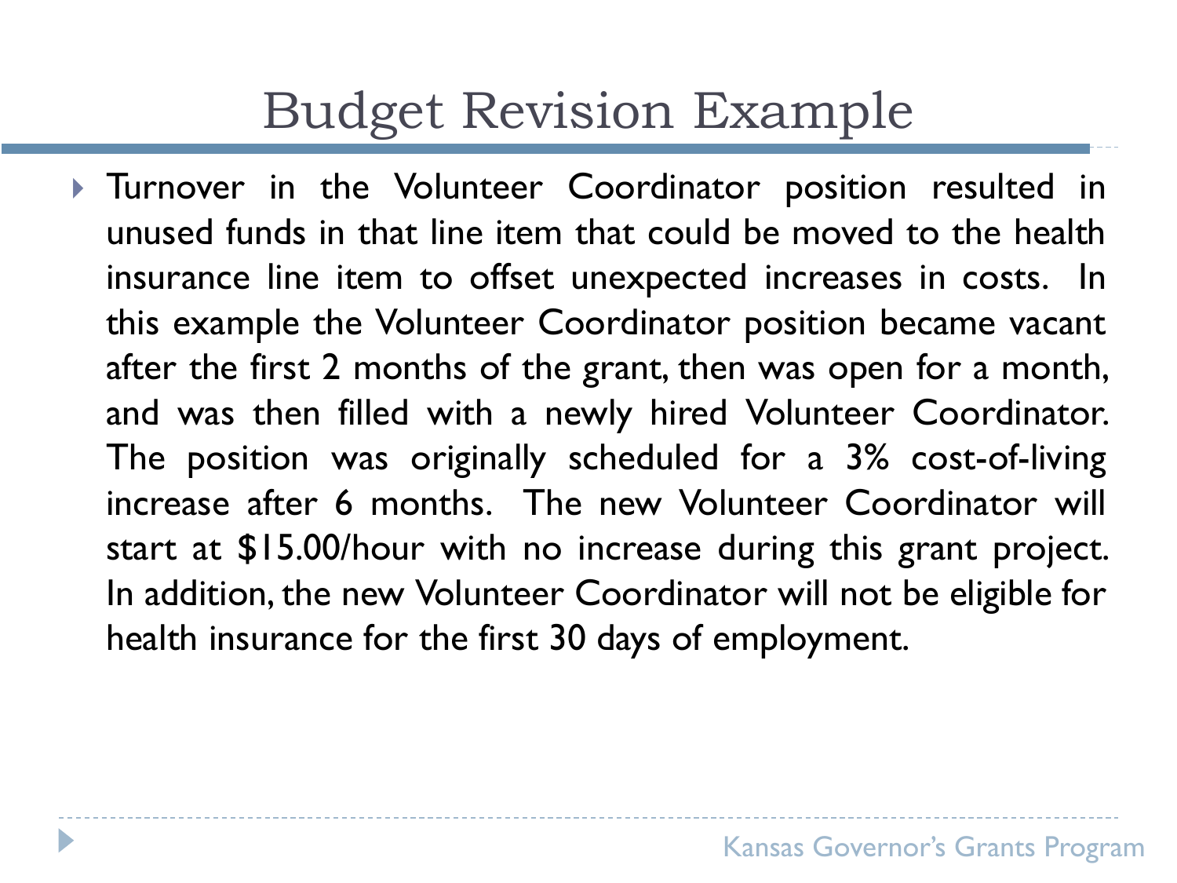# Budget Revision Example

- Turnover in the Volunteer Coordinator position resulted in unused funds in that line item that could be moved to the health insurance line item to offset unexpected increases in costs. In this example the Volunteer Coordinator position became vacant after the first 2 months of the grant, then was open for a month, and was then filled with a newly hired Volunteer Coordinator. The position was originally scheduled for a 3% cost-of-living increase after 6 months. The new Volunteer Coordinator will start at $15.00/hour with no increase during this grant project. In addition, the new Volunteer Coordinator will not be eligible for health insurance for the first 30 days of employment.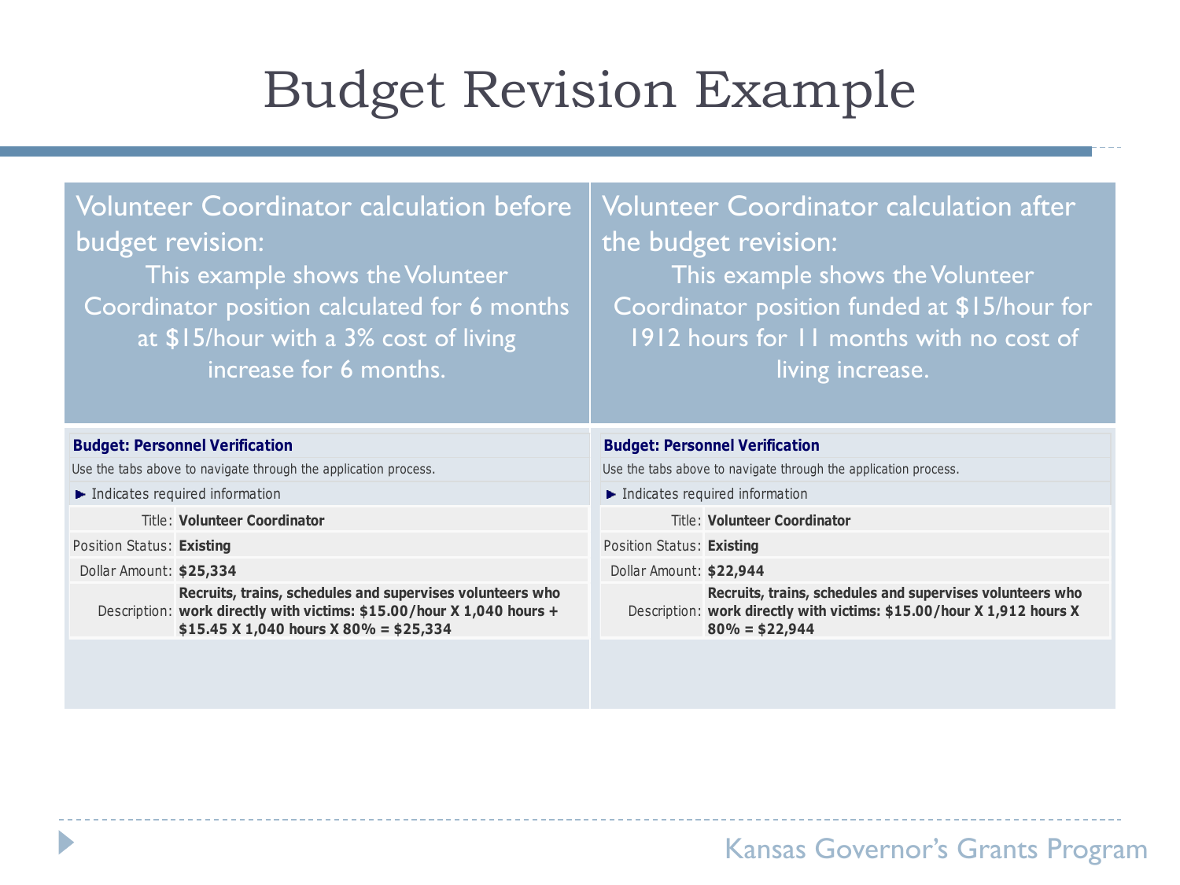# Budget Revision Example

**Volunteer Coordinator calculation before budget revision:**

This example shows the Volunteer Coordinator position calculated for 6 months at $15/hour with a 3% cost of living increase for 6 months.

**Budget: Personnel Verification**

Use the tabs above to navigate through the application process.

► Indicates required information

| | |
|---|---|
| Title: | **Volunteer Coordinator** |
| Position Status: | **Existing** |
| Dollar Amount: | **$25,334** |
| Description: | **Recruits, trains, schedules and supervises volunteers who work directly with victims: $15.00/hour X 1,040 hours + $15.45 X 1,040 hours X 80% = $25,334** |

**Volunteer Coordinator calculation after the budget revision:**

This example shows the Volunteer Coordinator position funded at $15/hour for 1912 hours for 11 months with no cost of living increase.

**Budget: Personnel Verification**

Use the tabs above to navigate through the application process.

► Indicates required information

| | |
|---|---|
| Title: | **Volunteer Coordinator** |
| Position Status: | **Existing** |
| Dollar Amount: | **$22,944** |
| Description: | **Recruits, trains, schedules and supervises volunteers who work directly with victims: $15.00/hour X 1,912 hours X 80% = $22,944** |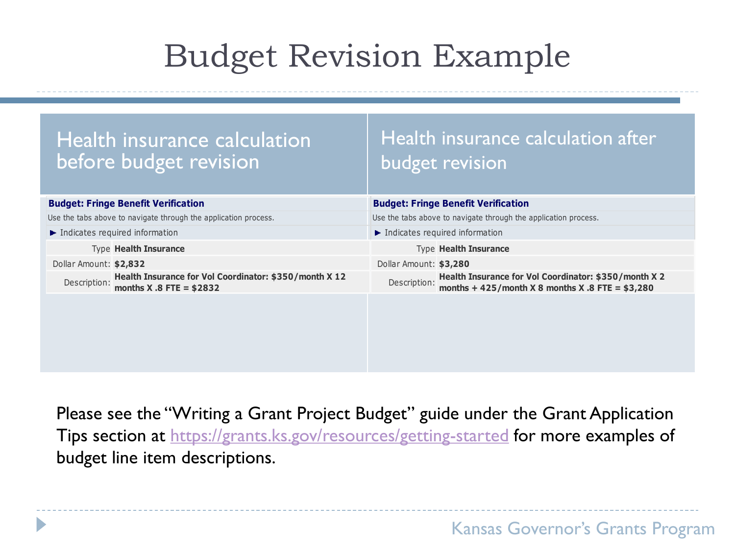# Budget Revision Example

| Health insurance calculation before budget revision | Health insurance calculation after budget revision |
| --- | --- |
| **Budget: Fringe Benefit Verification** | **Budget: Fringe Benefit Verification** |
| Use the tabs above to navigate through the application process. | Use the tabs above to navigate through the application process. |
| ► Indicates required information | ► Indicates required information |
| Type **Health Insurance** | Type **Health Insurance** |
| Dollar Amount: **$2,832** | Dollar Amount: **$3,280** |
| Description: **Health Insurance for Vol Coordinator: $350/month X 12 months X .8 FTE = $2832** | Description: **Health Insurance for Vol Coordinator: $350/month X 2 months + 425/month X 8 months X .8 FTE = $3,280** |

Please see the "Writing a Grant Project Budget" guide under the Grant Application Tips section at https://grants.ks.gov/resources/getting-started for more examples of budget line item descriptions.

Kansas Governor's Grants Program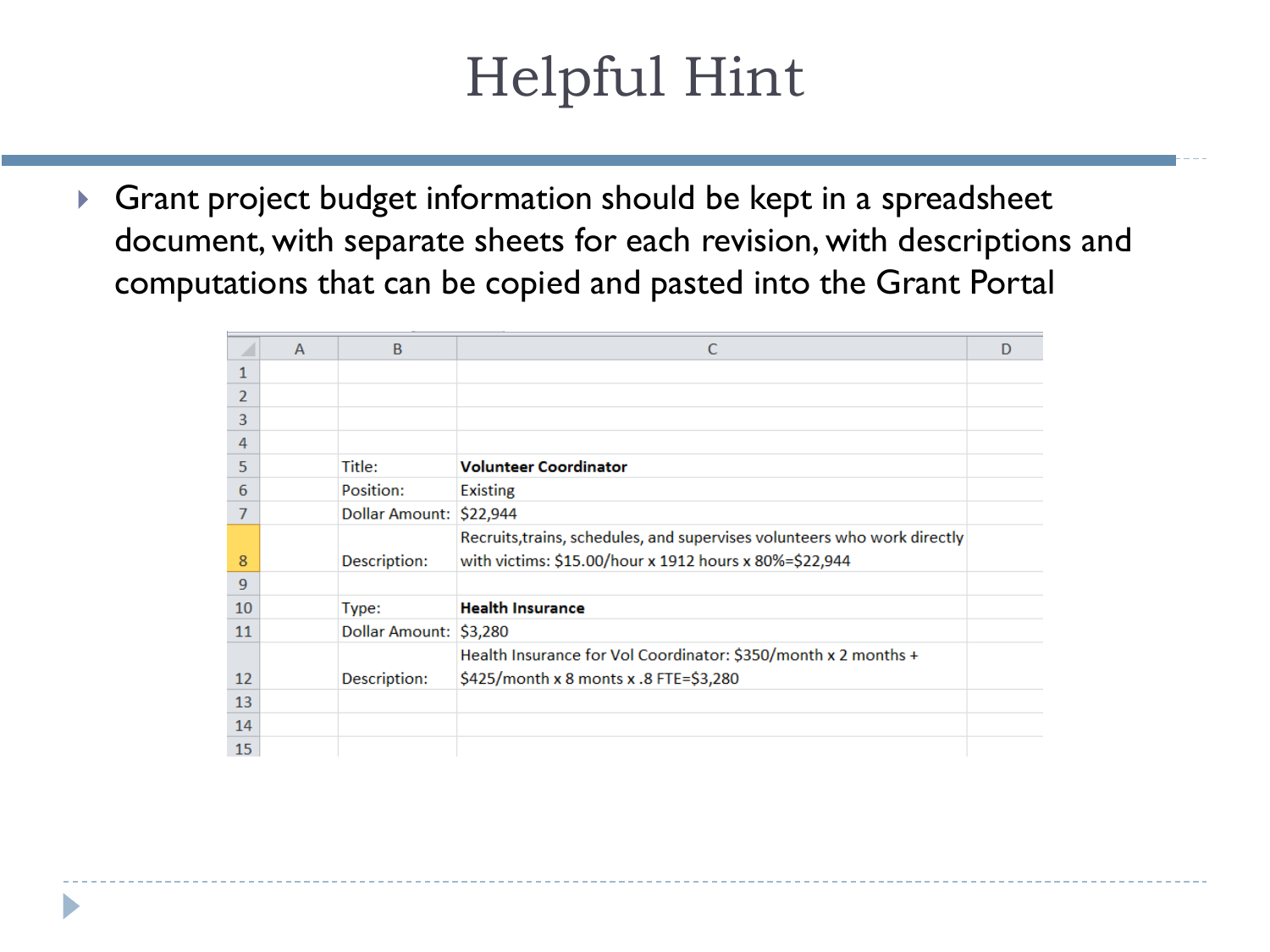# Helpful Hint

- Grant project budget information should be kept in a spreadsheet document, with separate sheets for each revision, with descriptions and computations that can be copied and pasted into the Grant Portal

| | A | B | C | D |
|---|---|---|---|---|
| 1 | | | | |
| 2 | | | | |
| 3 | | | | |
| 4 | | | | |
| 5 | | Title: | **Volunteer Coordinator** | |
| 6 | | Position: | Existing | |
| 7 | | Dollar Amount: | $22,944 | |
| 8 | | Description: | Recruits,trains, schedules, and supervises volunteers who work directly with victims: $15.00/hour x 1912 hours x 80%=$22,944 | |
| 9 | | | | |
| 10 | | Type: | **Health Insurance** | |
| 11 | | Dollar Amount: | $3,280 | |
| 12 | | Description: | Health Insurance for Vol Coordinator: $350/month x 2 months + $425/month x 8 monts x .8 FTE=$3,280 | |
| 13 | | | | |
| 14 | | | | |
| 15 | | | | |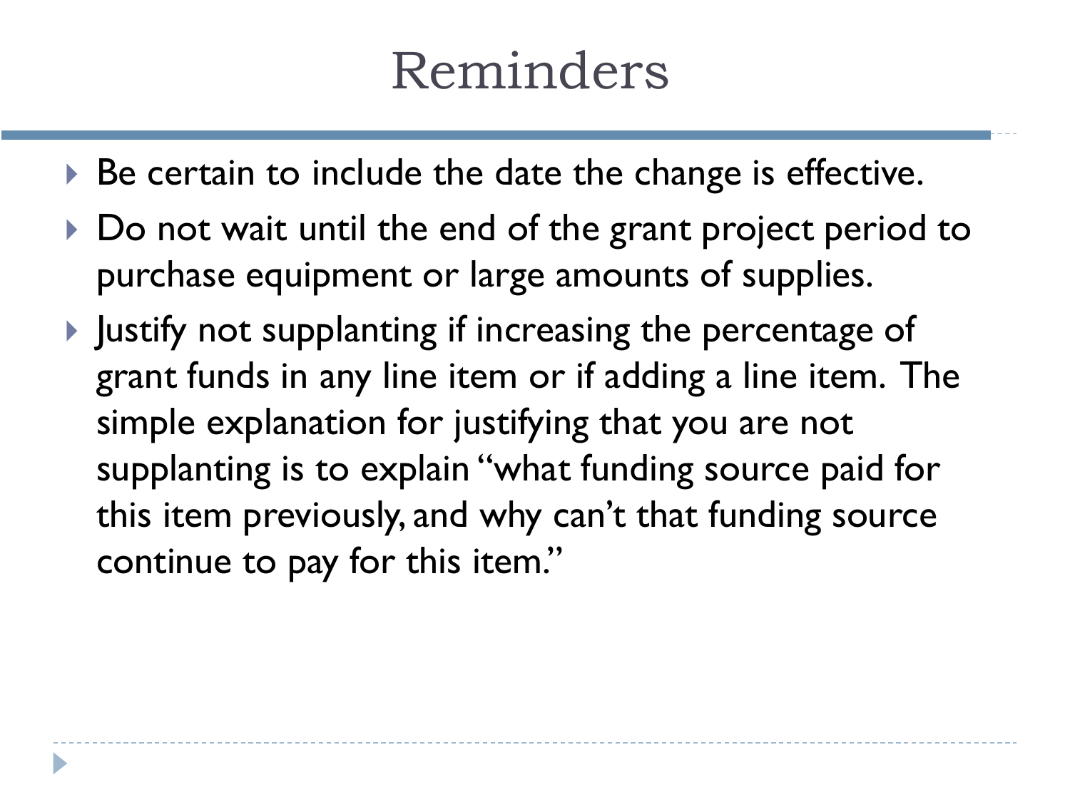# Reminders

- Be certain to include the date the change is effective.
- Do not wait until the end of the grant project period to purchase equipment or large amounts of supplies.
- Justify not supplanting if increasing the percentage of grant funds in any line item or if adding a line item. The simple explanation for justifying that you are not supplanting is to explain "what funding source paid for this item previously, and why can't that funding source continue to pay for this item."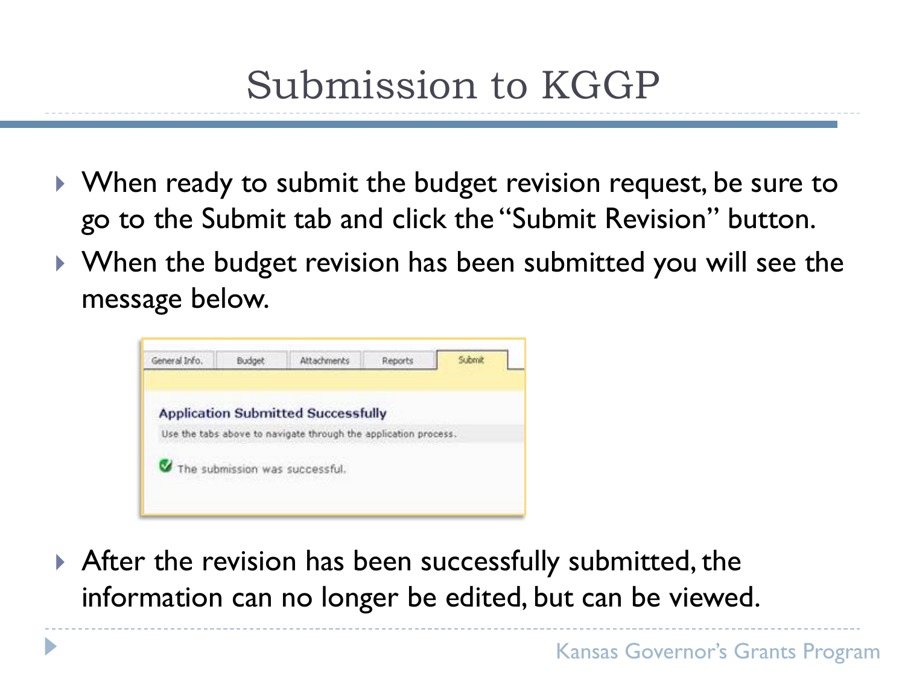# Submission to KGGP

- When ready to submit the budget revision request, be sure to go to the Submit tab and click the "Submit Revision" button.
- When the budget revision has been submitted you will see the message below.

General Info. | Budget | Attachments | Reports | Submit

**Application Submitted Successfully**

Use the tabs above to navigate through the application process.

The submission was successful.

- After the revision has been successfully submitted, the information can no longer be edited, but can be viewed.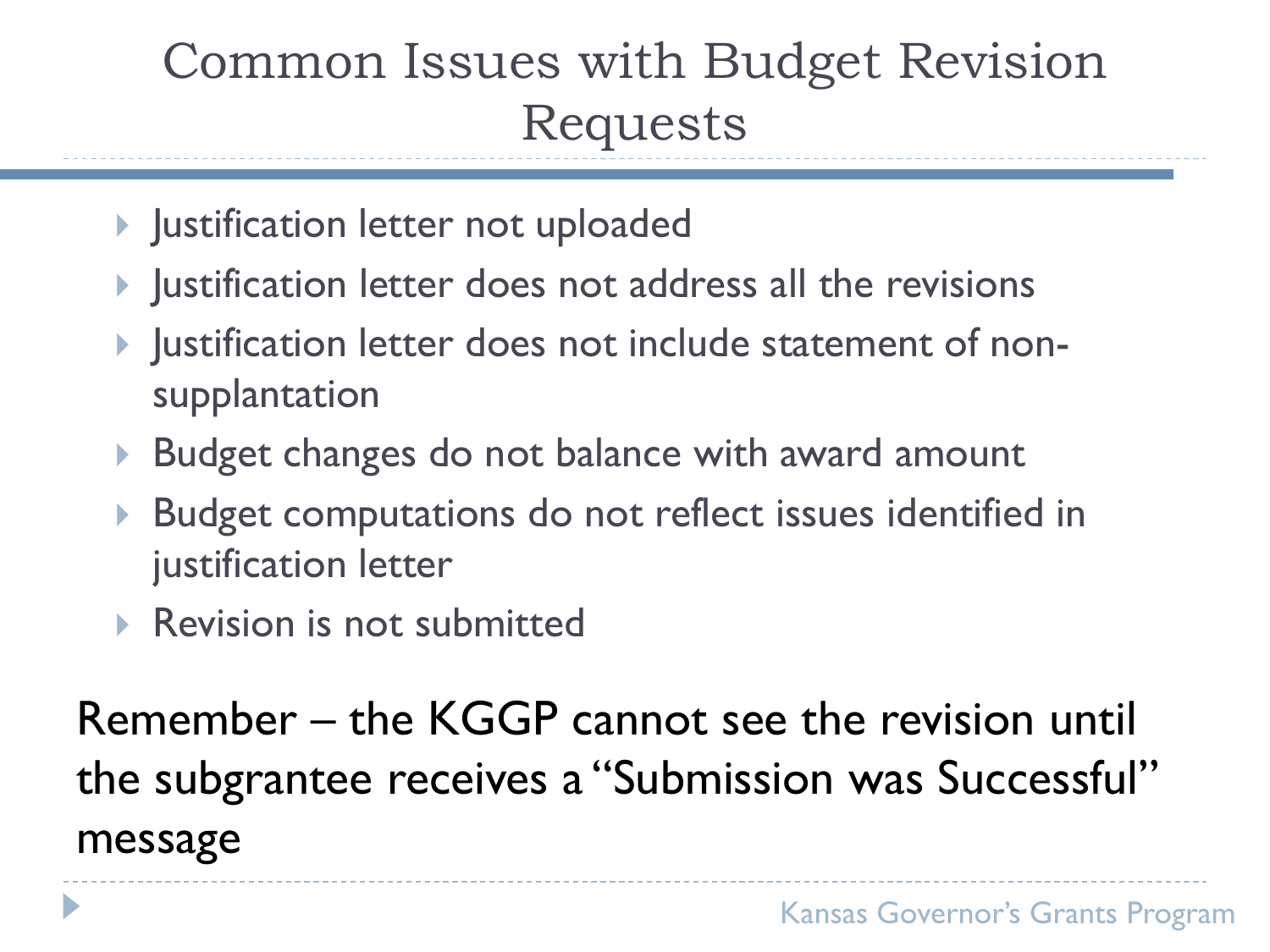# Common Issues with Budget Revision Requests

- Justification letter not uploaded
- Justification letter does not address all the revisions
- Justification letter does not include statement of non-supplantation
- Budget changes do not balance with award amount
- Budget computations do not reflect issues identified in justification letter
- Revision is not submitted

Remember – the KGGP cannot see the revision until the subgrantee receives a "Submission was Successful" message